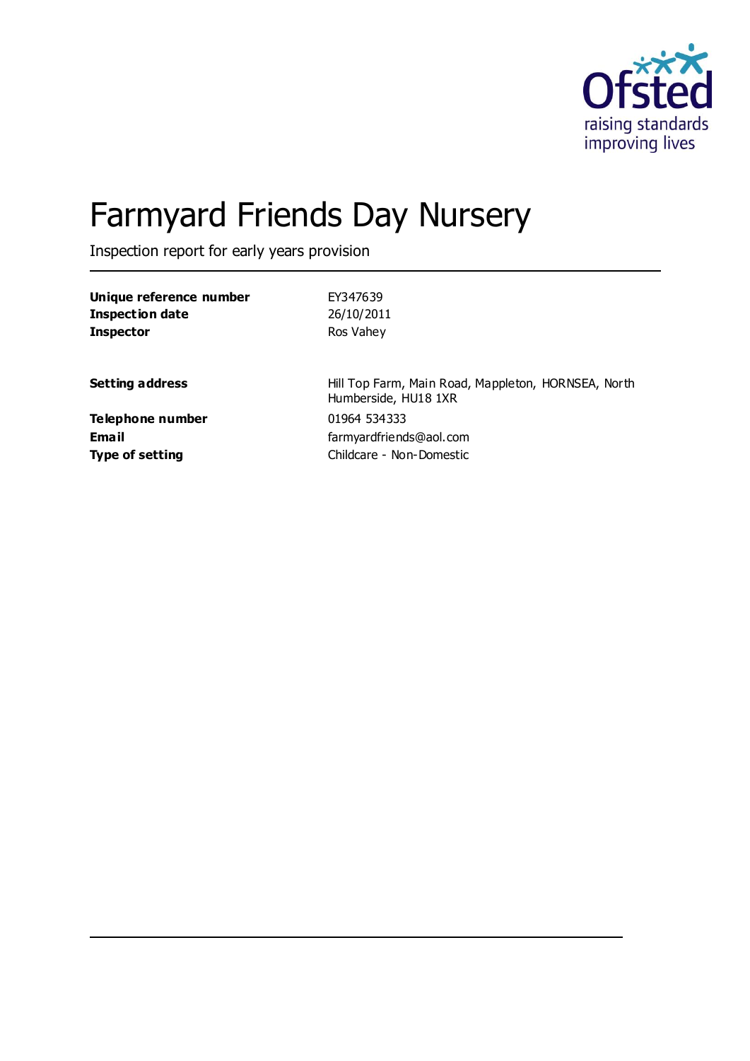# Farmyard Friends Day Nursery

Inspection report for early years provision

| | |
|---|---|
| **Unique reference number** | EY347639 |
| **Inspection date** | 26/10/2011 |
| **Inspector** | Ros Vahey |

| | |
|---|---|
| **Setting address** | Hill Top Farm, Main Road, Mappleton, HORNSEA, North Humberside, HU18 1XR |
| **Telephone number** | 01964 534333 |
| **Email** | farmyardfriends@aol.com |
| **Type of setting** | Childcare - Non-Domestic |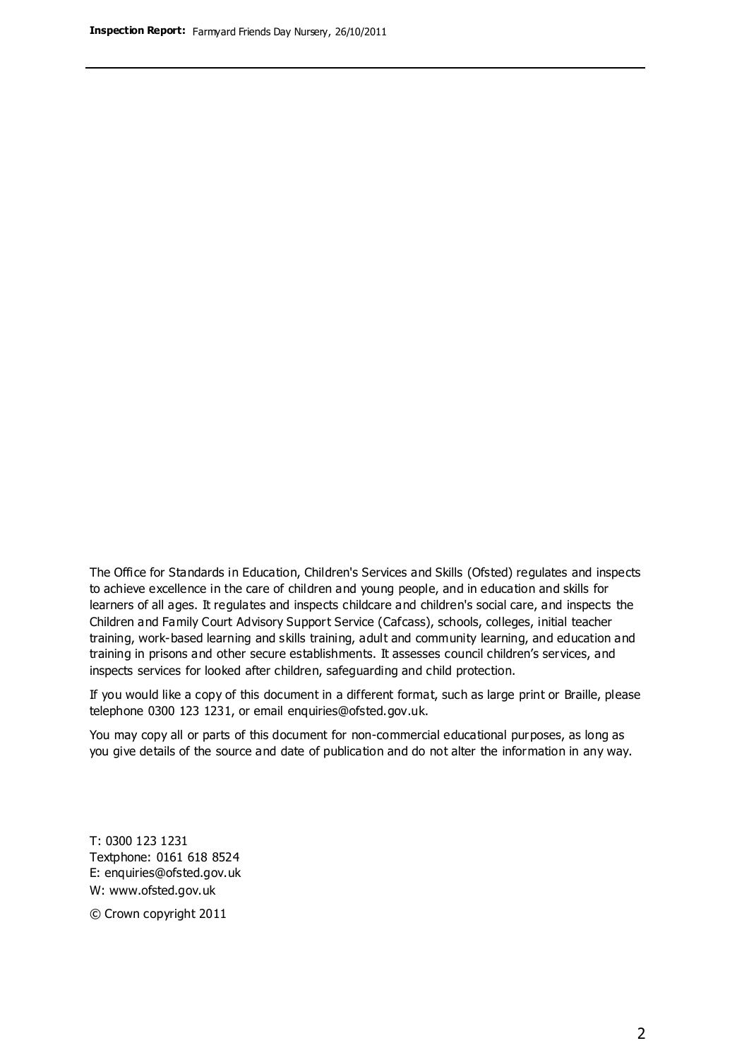The Office for Standards in Education, Children's Services and Skills (Ofsted) regulates and inspects to achieve excellence in the care of children and young people, and in education and skills for learners of all ages. It regulates and inspects childcare and children's social care, and inspects the Children and Family Court Advisory Support Service (Cafcass), schools, colleges, initial teacher training, work-based learning and skills training, adult and community learning, and education and training in prisons and other secure establishments. It assesses council children's services, and inspects services for looked after children, safeguarding and child protection.

If you would like a copy of this document in a different format, such as large print or Braille, please telephone 0300 123 1231, or email enquiries@ofsted.gov.uk.

You may copy all or parts of this document for non-commercial educational purposes, as long as you give details of the source and date of publication and do not alter the information in any way.

T: 0300 123 1231
Textphone: 0161 618 8524
E: enquiries@ofsted.gov.uk
W: www.ofsted.gov.uk

© Crown copyright 2011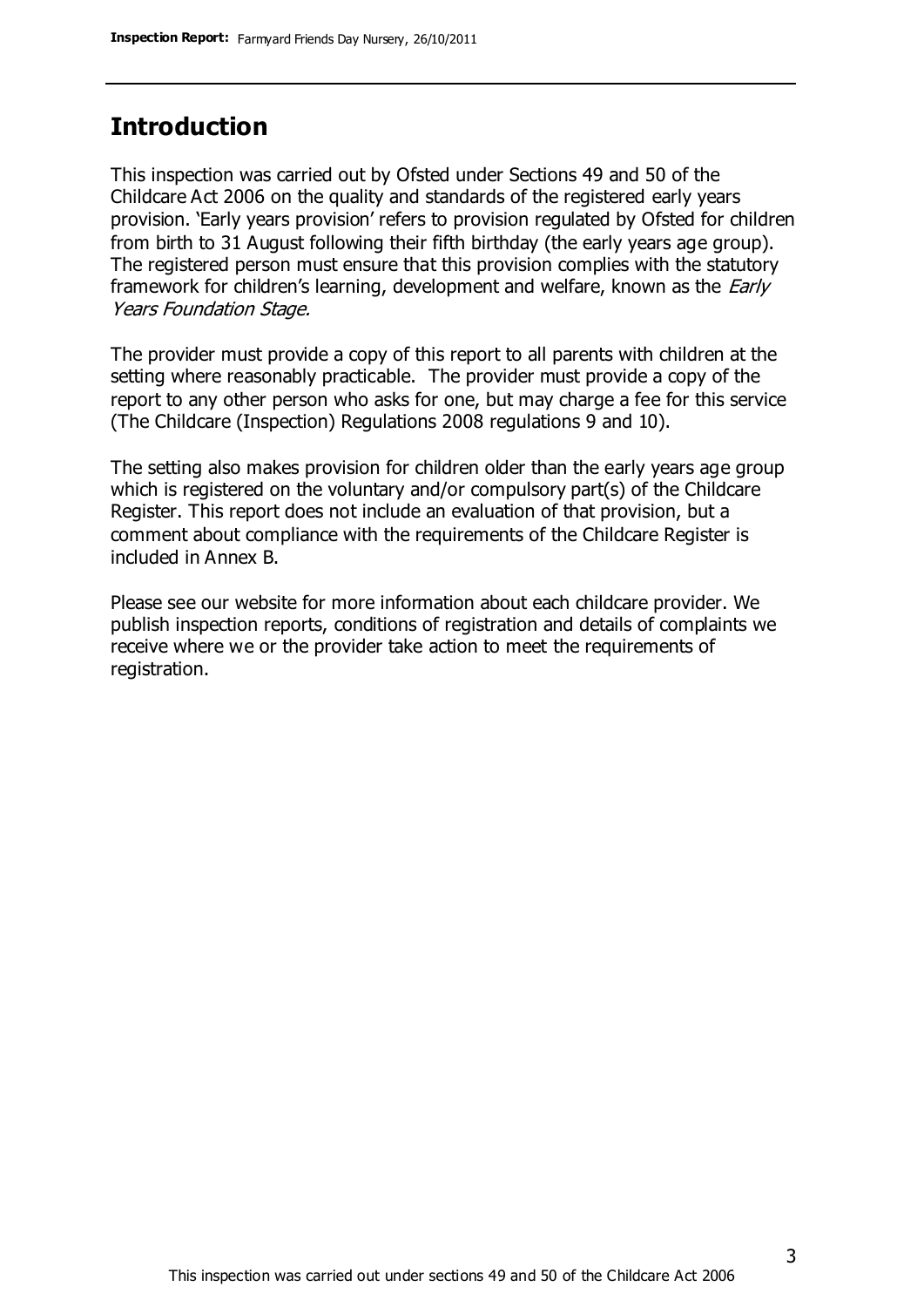## Introduction

This inspection was carried out by Ofsted under Sections 49 and 50 of the Childcare Act 2006 on the quality and standards of the registered early years provision. 'Early years provision' refers to provision regulated by Ofsted for children from birth to 31 August following their fifth birthday (the early years age group). The registered person must ensure that this provision complies with the statutory framework for children's learning, development and welfare, known as the *Early Years Foundation Stage.*

The provider must provide a copy of this report to all parents with children at the setting where reasonably practicable. The provider must provide a copy of the report to any other person who asks for one, but may charge a fee for this service (The Childcare (Inspection) Regulations 2008 regulations 9 and 10).

The setting also makes provision for children older than the early years age group which is registered on the voluntary and/or compulsory part(s) of the Childcare Register. This report does not include an evaluation of that provision, but a comment about compliance with the requirements of the Childcare Register is included in Annex B.

Please see our website for more information about each childcare provider. We publish inspection reports, conditions of registration and details of complaints we receive where we or the provider take action to meet the requirements of registration.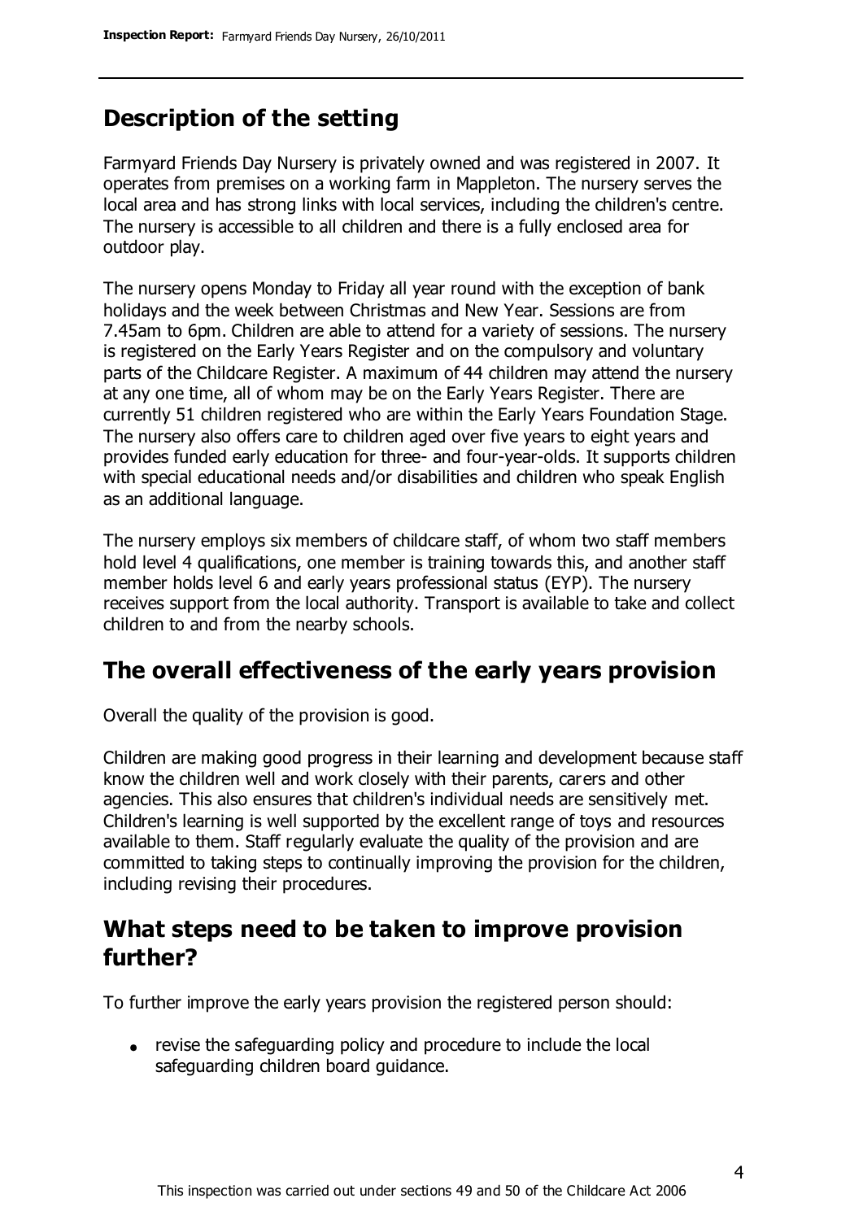## Description of the setting

Farmyard Friends Day Nursery is privately owned and was registered in 2007. It operates from premises on a working farm in Mappleton. The nursery serves the local area and has strong links with local services, including the children's centre. The nursery is accessible to all children and there is a fully enclosed area for outdoor play.

The nursery opens Monday to Friday all year round with the exception of bank holidays and the week between Christmas and New Year. Sessions are from 7.45am to 6pm. Children are able to attend for a variety of sessions. The nursery is registered on the Early Years Register and on the compulsory and voluntary parts of the Childcare Register. A maximum of 44 children may attend the nursery at any one time, all of whom may be on the Early Years Register. There are currently 51 children registered who are within the Early Years Foundation Stage. The nursery also offers care to children aged over five years to eight years and provides funded early education for three- and four-year-olds. It supports children with special educational needs and/or disabilities and children who speak English as an additional language.

The nursery employs six members of childcare staff, of whom two staff members hold level 4 qualifications, one member is training towards this, and another staff member holds level 6 and early years professional status (EYP). The nursery receives support from the local authority. Transport is available to take and collect children to and from the nearby schools.

## The overall effectiveness of the early years provision

Overall the quality of the provision is good.

Children are making good progress in their learning and development because staff know the children well and work closely with their parents, carers and other agencies. This also ensures that children's individual needs are sensitively met. Children's learning is well supported by the excellent range of toys and resources available to them. Staff regularly evaluate the quality of the provision and are committed to taking steps to continually improving the provision for the children, including revising their procedures.

## What steps need to be taken to improve provision further?

To further improve the early years provision the registered person should:

- revise the safeguarding policy and procedure to include the local safeguarding children board guidance.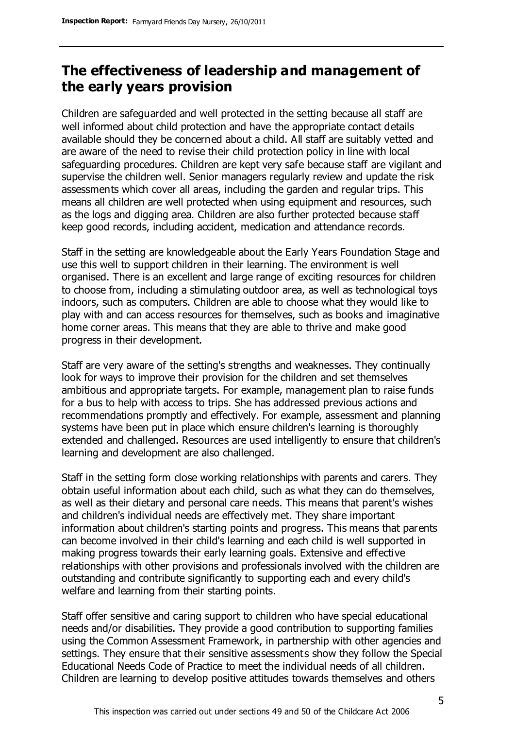## The effectiveness of leadership and management of the early years provision

Children are safeguarded and well protected in the setting because all staff are well informed about child protection and have the appropriate contact details available should they be concerned about a child. All staff are suitably vetted and are aware of the need to revise their child protection policy in line with local safeguarding procedures. Children are kept very safe because staff are vigilant and supervise the children well. Senior managers regularly review and update the risk assessments which cover all areas, including the garden and regular trips. This means all children are well protected when using equipment and resources, such as the logs and digging area. Children are also further protected because staff keep good records, including accident, medication and attendance records.

Staff in the setting are knowledgeable about the Early Years Foundation Stage and use this well to support children in their learning. The environment is well organised. There is an excellent and large range of exciting resources for children to choose from, including a stimulating outdoor area, as well as technological toys indoors, such as computers. Children are able to choose what they would like to play with and can access resources for themselves, such as books and imaginative home corner areas. This means that they are able to thrive and make good progress in their development.

Staff are very aware of the setting's strengths and weaknesses. They continually look for ways to improve their provision for the children and set themselves ambitious and appropriate targets. For example, management plan to raise funds for a bus to help with access to trips. She has addressed previous actions and recommendations promptly and effectively. For example, assessment and planning systems have been put in place which ensure children's learning is thoroughly extended and challenged. Resources are used intelligently to ensure that children's learning and development are also challenged.

Staff in the setting form close working relationships with parents and carers. They obtain useful information about each child, such as what they can do themselves, as well as their dietary and personal care needs. This means that parent's wishes and children's individual needs are effectively met. They share important information about children's starting points and progress. This means that parents can become involved in their child's learning and each child is well supported in making progress towards their early learning goals. Extensive and effective relationships with other provisions and professionals involved with the children are outstanding and contribute significantly to supporting each and every child's welfare and learning from their starting points.

Staff offer sensitive and caring support to children who have special educational needs and/or disabilities. They provide a good contribution to supporting families using the Common Assessment Framework, in partnership with other agencies and settings. They ensure that their sensitive assessments show they follow the Special Educational Needs Code of Practice to meet the individual needs of all children. Children are learning to develop positive attitudes towards themselves and others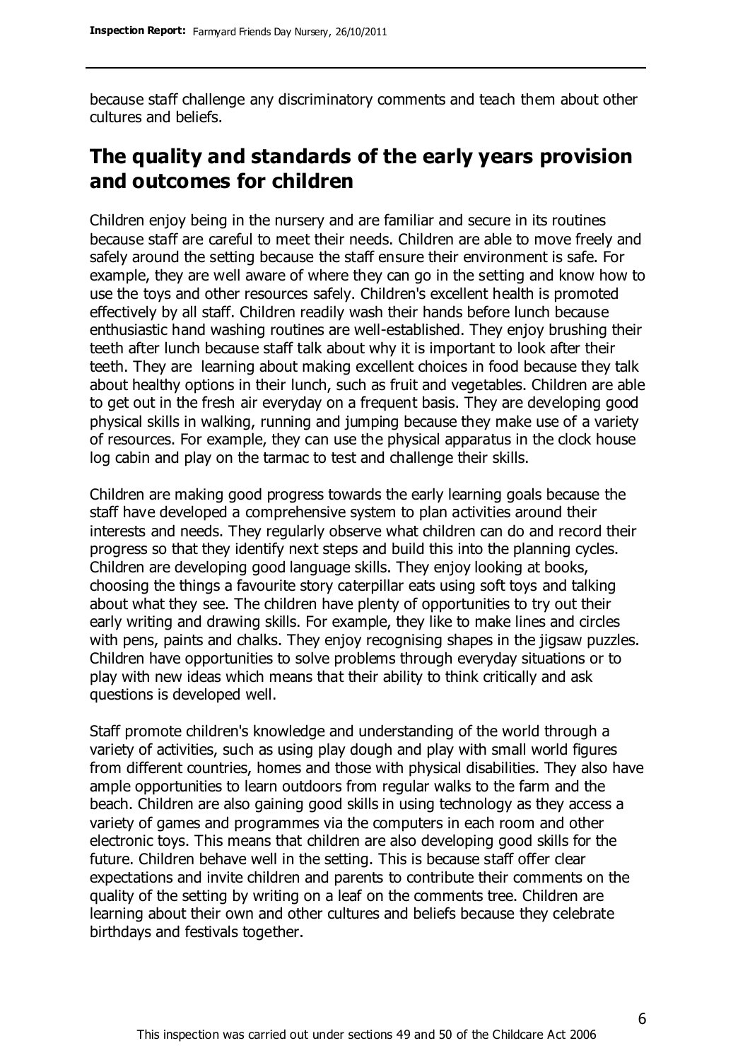because staff challenge any discriminatory comments and teach them about other cultures and beliefs.

## The quality and standards of the early years provision and outcomes for children

Children enjoy being in the nursery and are familiar and secure in its routines because staff are careful to meet their needs. Children are able to move freely and safely around the setting because the staff ensure their environment is safe. For example, they are well aware of where they can go in the setting and know how to use the toys and other resources safely. Children's excellent health is promoted effectively by all staff. Children readily wash their hands before lunch because enthusiastic hand washing routines are well-established. They enjoy brushing their teeth after lunch because staff talk about why it is important to look after their teeth. They are learning about making excellent choices in food because they talk about healthy options in their lunch, such as fruit and vegetables. Children are able to get out in the fresh air everyday on a frequent basis. They are developing good physical skills in walking, running and jumping because they make use of a variety of resources. For example, they can use the physical apparatus in the clock house log cabin and play on the tarmac to test and challenge their skills.

Children are making good progress towards the early learning goals because the staff have developed a comprehensive system to plan activities around their interests and needs. They regularly observe what children can do and record their progress so that they identify next steps and build this into the planning cycles. Children are developing good language skills. They enjoy looking at books, choosing the things a favourite story caterpillar eats using soft toys and talking about what they see. The children have plenty of opportunities to try out their early writing and drawing skills. For example, they like to make lines and circles with pens, paints and chalks. They enjoy recognising shapes in the jigsaw puzzles. Children have opportunities to solve problems through everyday situations or to play with new ideas which means that their ability to think critically and ask questions is developed well.

Staff promote children's knowledge and understanding of the world through a variety of activities, such as using play dough and play with small world figures from different countries, homes and those with physical disabilities. They also have ample opportunities to learn outdoors from regular walks to the farm and the beach. Children are also gaining good skills in using technology as they access a variety of games and programmes via the computers in each room and other electronic toys. This means that children are also developing good skills for the future. Children behave well in the setting. This is because staff offer clear expectations and invite children and parents to contribute their comments on the quality of the setting by writing on a leaf on the comments tree. Children are learning about their own and other cultures and beliefs because they celebrate birthdays and festivals together.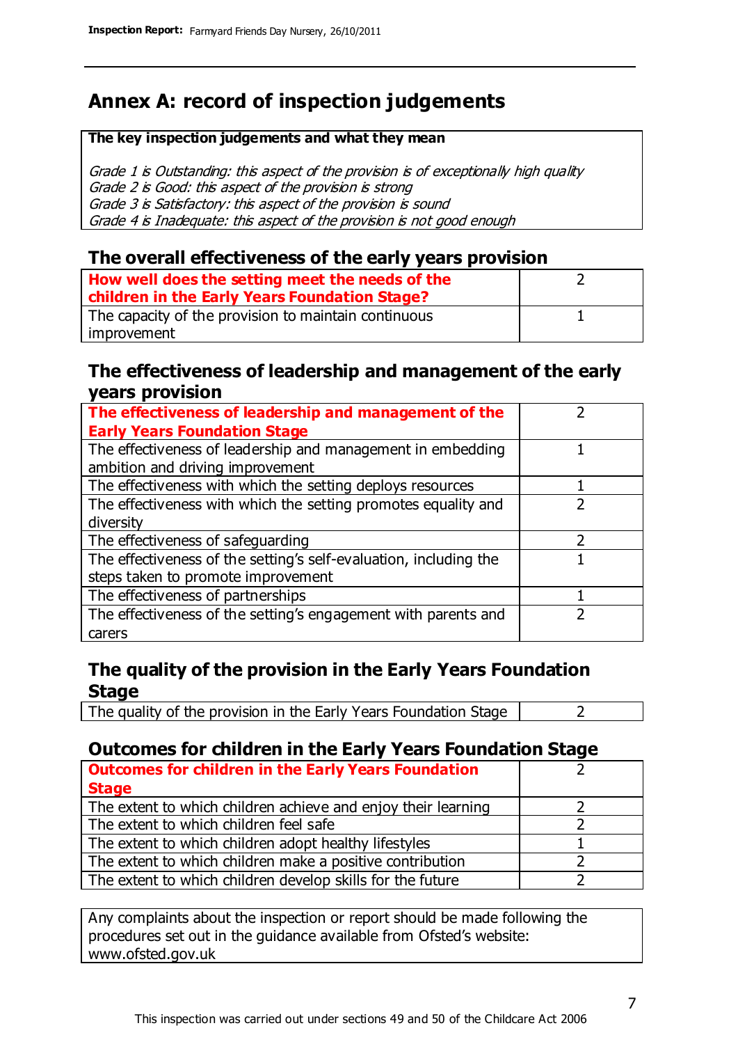# Annex A: record of inspection judgements

**The key inspection judgements and what they mean**

*Grade 1 is Outstanding: this aspect of the provision is of exceptionally high quality*
*Grade 2 is Good: this aspect of the provision is strong*
*Grade 3 is Satisfactory: this aspect of the provision is sound*
*Grade 4 is Inadequate: this aspect of the provision is not good enough*

## The overall effectiveness of the early years provision

| | |
|---|---|
| **How well does the setting meet the needs of the children in the Early Years Foundation Stage?** | 2 |
| The capacity of the provision to maintain continuous improvement | 1 |

## The effectiveness of leadership and management of the early years provision

| | |
|---|---|
| **The effectiveness of leadership and management of the Early Years Foundation Stage** | 2 |
| The effectiveness of leadership and management in embedding ambition and driving improvement | 1 |
| The effectiveness with which the setting deploys resources | 1 |
| The effectiveness with which the setting promotes equality and diversity | 2 |
| The effectiveness of safeguarding | 2 |
| The effectiveness of the setting's self-evaluation, including the steps taken to promote improvement | 1 |
| The effectiveness of partnerships | 1 |
| The effectiveness of the setting's engagement with parents and carers | 2 |

## The quality of the provision in the Early Years Foundation Stage

| | |
|---|---|
| The quality of the provision in the Early Years Foundation Stage | 2 |

## Outcomes for children in the Early Years Foundation Stage

| | |
|---|---|
| **Outcomes for children in the Early Years Foundation Stage** | 2 |
| The extent to which children achieve and enjoy their learning | 2 |
| The extent to which children feel safe | 2 |
| The extent to which children adopt healthy lifestyles | 1 |
| The extent to which children make a positive contribution | 2 |
| The extent to which children develop skills for the future | 2 |

Any complaints about the inspection or report should be made following the procedures set out in the guidance available from Ofsted's website: www.ofsted.gov.uk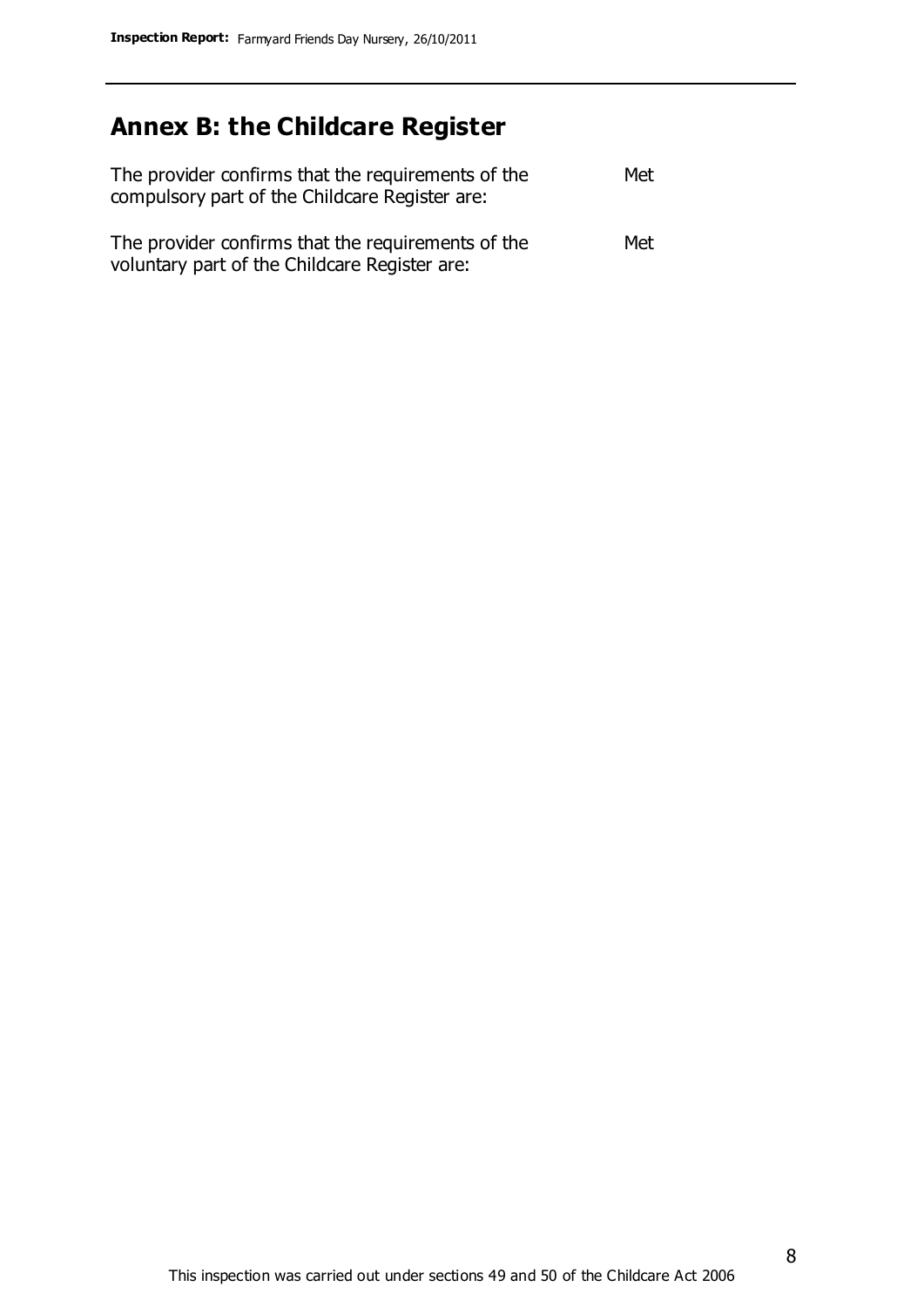## Annex B: the Childcare Register

| | |
|---|---|
| The provider confirms that the requirements of the compulsory part of the Childcare Register are: | Met |
| The provider confirms that the requirements of the voluntary part of the Childcare Register are: | Met |